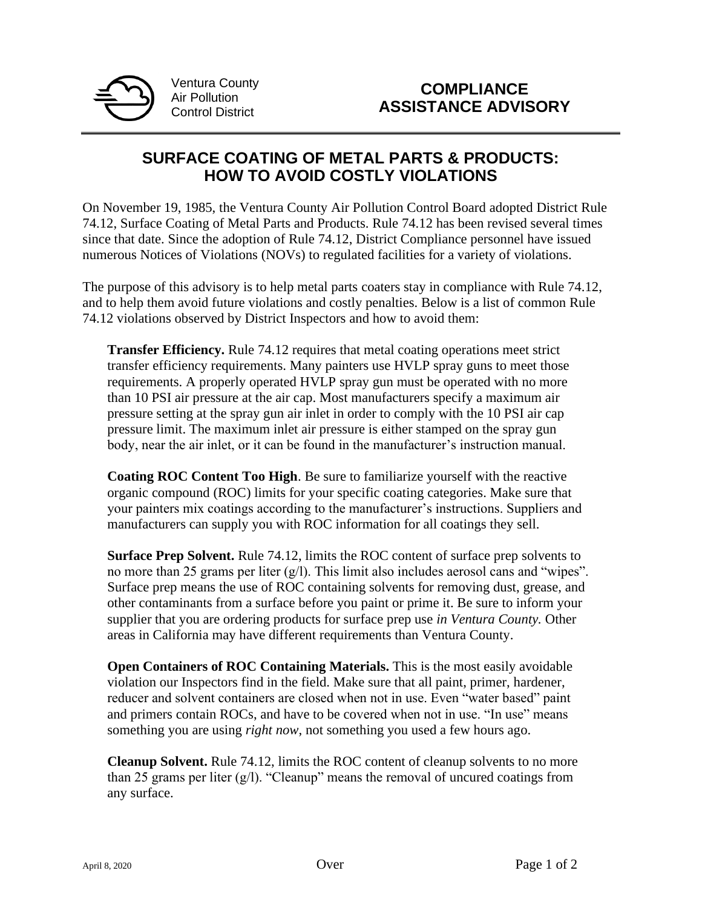Ventura County
Air Pollution
Control District

**COMPLIANCE ASSISTANCE ADVISORY**

# SURFACE COATING OF METAL PARTS & PRODUCTS: HOW TO AVOID COSTLY VIOLATIONS

On November 19, 1985, the Ventura County Air Pollution Control Board adopted District Rule 74.12, Surface Coating of Metal Parts and Products. Rule 74.12 has been revised several times since that date. Since the adoption of Rule 74.12, District Compliance personnel have issued numerous Notices of Violations (NOVs) to regulated facilities for a variety of violations.

The purpose of this advisory is to help metal parts coaters stay in compliance with Rule 74.12, and to help them avoid future violations and costly penalties. Below is a list of common Rule 74.12 violations observed by District Inspectors and how to avoid them:

**Transfer Efficiency.** Rule 74.12 requires that metal coating operations meet strict transfer efficiency requirements. Many painters use HVLP spray guns to meet those requirements. A properly operated HVLP spray gun must be operated with no more than 10 PSI air pressure at the air cap. Most manufacturers specify a maximum air pressure setting at the spray gun air inlet in order to comply with the 10 PSI air cap pressure limit. The maximum inlet air pressure is either stamped on the spray gun body, near the air inlet, or it can be found in the manufacturer's instruction manual.

**Coating ROC Content Too High**. Be sure to familiarize yourself with the reactive organic compound (ROC) limits for your specific coating categories. Make sure that your painters mix coatings according to the manufacturer's instructions. Suppliers and manufacturers can supply you with ROC information for all coatings they sell.

**Surface Prep Solvent.** Rule 74.12, limits the ROC content of surface prep solvents to no more than 25 grams per liter (g/l). This limit also includes aerosol cans and "wipes". Surface prep means the use of ROC containing solvents for removing dust, grease, and other contaminants from a surface before you paint or prime it. Be sure to inform your supplier that you are ordering products for surface prep use *in Ventura County.* Other areas in California may have different requirements than Ventura County.

**Open Containers of ROC Containing Materials.** This is the most easily avoidable violation our Inspectors find in the field. Make sure that all paint, primer, hardener, reducer and solvent containers are closed when not in use. Even "water based" paint and primers contain ROCs, and have to be covered when not in use. "In use" means something you are using *right now*, not something you used a few hours ago.

**Cleanup Solvent.** Rule 74.12, limits the ROC content of cleanup solvents to no more than 25 grams per liter (g/l). "Cleanup" means the removal of uncured coatings from any surface.

April 8, 2020 Over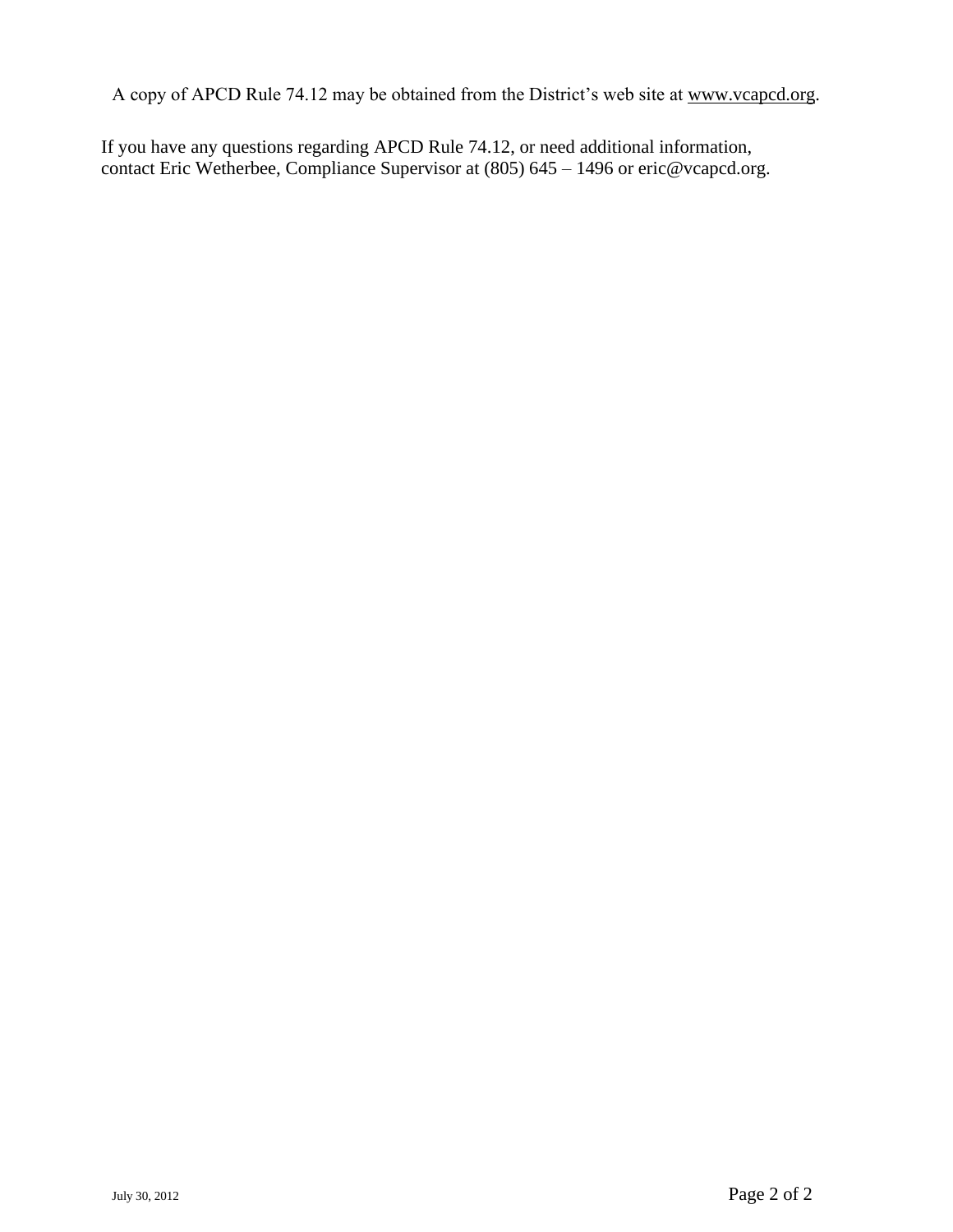A copy of APCD Rule 74.12 may be obtained from the District's web site at www.vcapcd.org.

If you have any questions regarding APCD Rule 74.12, or need additional information, contact Eric Wetherbee, Compliance Supervisor at (805) 645 – 1496 or eric@vcapcd.org.

July 30, 2012